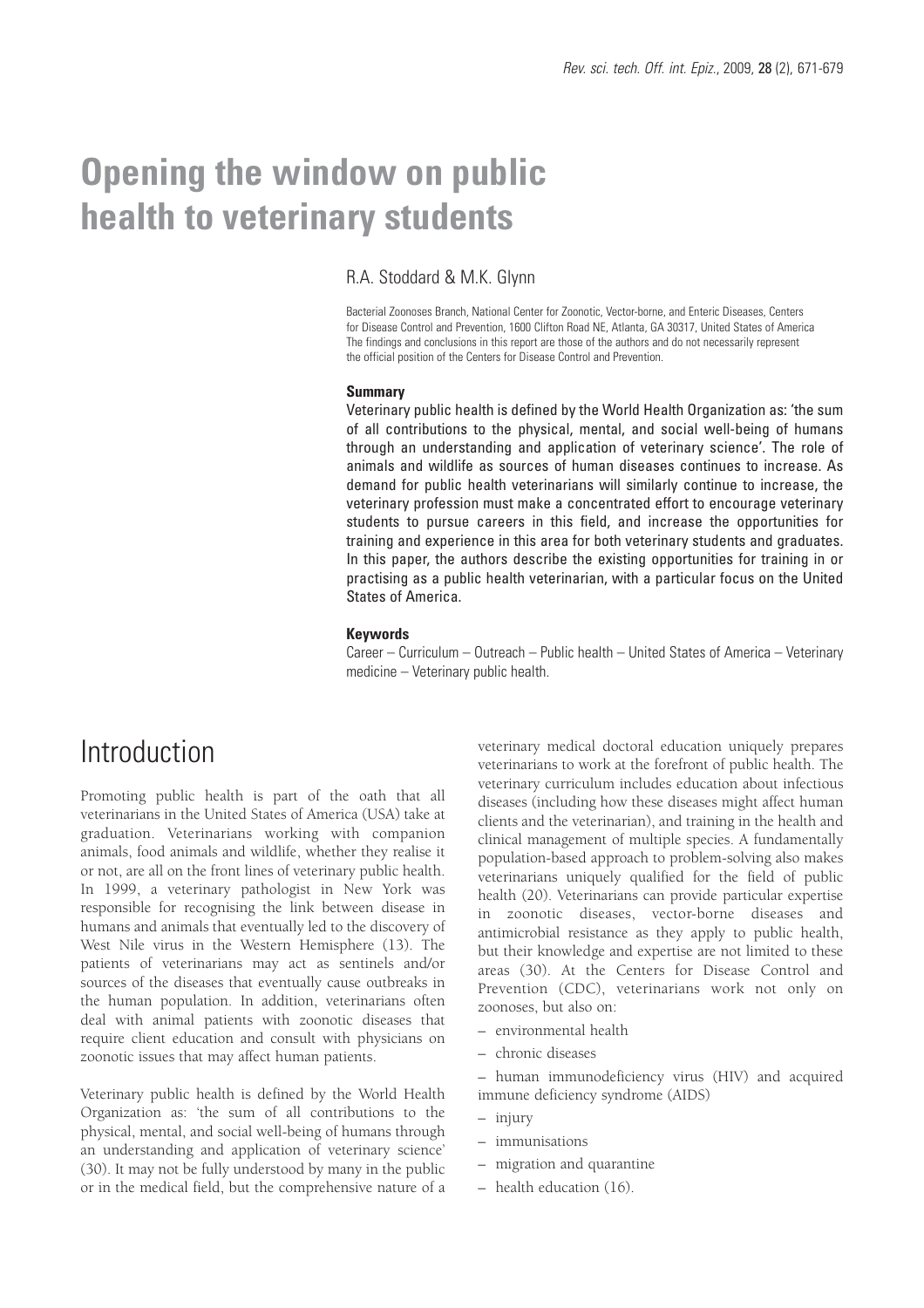# Opening the window on public health to veterinary students

R.A. Stoddard & M.K. Glynn

Bacterial Zoonoses Branch, National Center for Zoonotic, Vector-borne, and Enteric Diseases, Centers for Disease Control and Prevention, 1600 Clifton Road NE, Atlanta, GA 30317, United States of America
The findings and conclusions in this report are those of the authors and do not necessarily represent the official position of the Centers for Disease Control and Prevention.

#### Summary

Veterinary public health is defined by the World Health Organization as: 'the sum of all contributions to the physical, mental, and social well-being of humans through an understanding and application of veterinary science'. The role of animals and wildlife as sources of human diseases continues to increase. As demand for public health veterinarians will similarly continue to increase, the veterinary profession must make a concentrated effort to encourage veterinary students to pursue careers in this field, and increase the opportunities for training and experience in this area for both veterinary students and graduates. In this paper, the authors describe the existing opportunities for training in or practising as a public health veterinarian, with a particular focus on the United States of America.

#### Keywords

Career – Curriculum – Outreach – Public health – United States of America – Veterinary medicine – Veterinary public health.

## Introduction

Promoting public health is part of the oath that all veterinarians in the United States of America (USA) take at graduation. Veterinarians working with companion animals, food animals and wildlife, whether they realise it or not, are all on the front lines of veterinary public health. In 1999, a veterinary pathologist in New York was responsible for recognising the link between disease in humans and animals that eventually led to the discovery of West Nile virus in the Western Hemisphere (13). The patients of veterinarians may act as sentinels and/or sources of the diseases that eventually cause outbreaks in the human population. In addition, veterinarians often deal with animal patients with zoonotic diseases that require client education and consult with physicians on zoonotic issues that may affect human patients.

Veterinary public health is defined by the World Health Organization as: 'the sum of all contributions to the physical, mental, and social well-being of humans through an understanding and application of veterinary science' (30). It may not be fully understood by many in the public or in the medical field, but the comprehensive nature of a veterinary medical doctoral education uniquely prepares veterinarians to work at the forefront of public health. The veterinary curriculum includes education about infectious diseases (including how these diseases might affect human clients and the veterinarian), and training in the health and clinical management of multiple species. A fundamentally population-based approach to problem-solving also makes veterinarians uniquely qualified for the field of public health (20). Veterinarians can provide particular expertise in zoonotic diseases, vector-borne diseases and antimicrobial resistance as they apply to public health, but their knowledge and expertise are not limited to these areas (30). At the Centers for Disease Control and Prevention (CDC), veterinarians work not only on zoonoses, but also on:

– environmental health

– chronic diseases

– human immunodeficiency virus (HIV) and acquired immune deficiency syndrome (AIDS)

– injury

– immunisations

– migration and quarantine

– health education (16).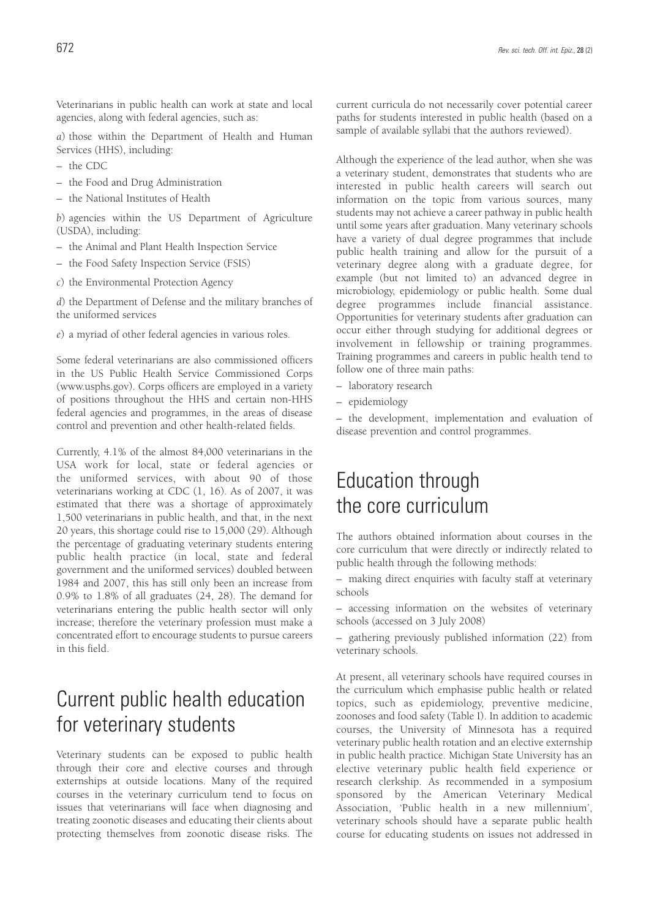Veterinarians in public health can work at state and local agencies, along with federal agencies, such as:

*a*) those within the Department of Health and Human Services (HHS), including:

– the CDC

– the Food and Drug Administration

– the National Institutes of Health

*b*) agencies within the US Department of Agriculture (USDA), including:

– the Animal and Plant Health Inspection Service

– the Food Safety Inspection Service (FSIS)

*c*) the Environmental Protection Agency

*d*) the Department of Defense and the military branches of the uniformed services

*e*) a myriad of other federal agencies in various roles.

Some federal veterinarians are also commissioned officers in the US Public Health Service Commissioned Corps (www.usphs.gov). Corps officers are employed in a variety of positions throughout the HHS and certain non-HHS federal agencies and programmes, in the areas of disease control and prevention and other health-related fields.

Currently, 4.1% of the almost 84,000 veterinarians in the USA work for local, state or federal agencies or the uniformed services, with about 90 of those veterinarians working at CDC (1, 16). As of 2007, it was estimated that there was a shortage of approximately 1,500 veterinarians in public health, and that, in the next 20 years, this shortage could rise to 15,000 (29). Although the percentage of graduating veterinary students entering public health practice (in local, state and federal government and the uniformed services) doubled between 1984 and 2007, this has still only been an increase from 0.9% to 1.8% of all graduates (24, 28). The demand for veterinarians entering the public health sector will only increase; therefore the veterinary profession must make a concentrated effort to encourage students to pursue careers in this field.

# Current public health education for veterinary students

Veterinary students can be exposed to public health through their core and elective courses and through externships at outside locations. Many of the required courses in the veterinary curriculum tend to focus on issues that veterinarians will face when diagnosing and treating zoonotic diseases and educating their clients about protecting themselves from zoonotic disease risks. The current curricula do not necessarily cover potential career paths for students interested in public health (based on a sample of available syllabi that the authors reviewed).

Although the experience of the lead author, when she was a veterinary student, demonstrates that students who are interested in public health careers will search out information on the topic from various sources, many students may not achieve a career pathway in public health until some years after graduation. Many veterinary schools have a variety of dual degree programmes that include public health training and allow for the pursuit of a veterinary degree along with a graduate degree, for example (but not limited to) an advanced degree in microbiology, epidemiology or public health. Some dual degree programmes include financial assistance. Opportunities for veterinary students after graduation can occur either through studying for additional degrees or involvement in fellowship or training programmes. Training programmes and careers in public health tend to follow one of three main paths:

– laboratory research

– epidemiology

– the development, implementation and evaluation of disease prevention and control programmes.

# Education through the core curriculum

The authors obtained information about courses in the core curriculum that were directly or indirectly related to public health through the following methods:

– making direct enquiries with faculty staff at veterinary schools

– accessing information on the websites of veterinary schools (accessed on 3 July 2008)

– gathering previously published information (22) from veterinary schools.

At present, all veterinary schools have required courses in the curriculum which emphasise public health or related topics, such as epidemiology, preventive medicine, zoonoses and food safety (Table I). In addition to academic courses, the University of Minnesota has a required veterinary public health rotation and an elective externship in public health practice. Michigan State University has an elective veterinary public health field experience or research clerkship. As recommended in a symposium sponsored by the American Veterinary Medical Association, 'Public health in a new millennium', veterinary schools should have a separate public health course for educating students on issues not addressed in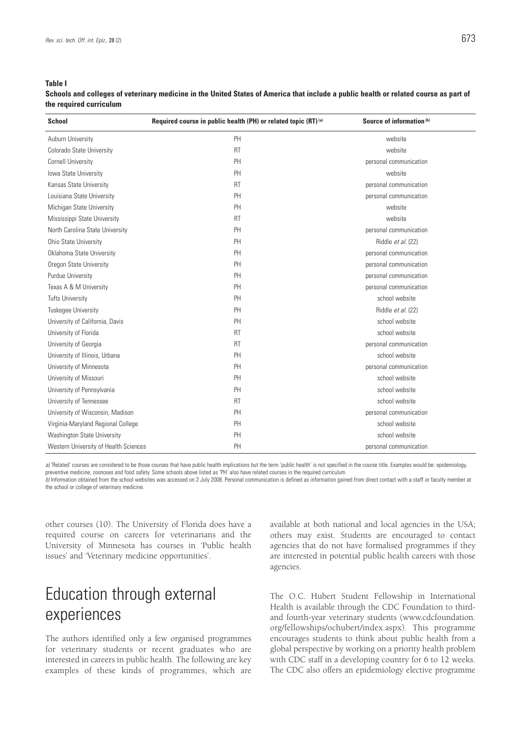**Table I**

**Schools and colleges of veterinary medicine in the United States of America that include a public health or related course as part of the required curriculum**

| School | Required course in public health (PH) or related topic (RT) [a] | Source of information [b] |
|---|---|---|
| Auburn University | PH | website |
| Colorado State University | RT | website |
| Cornell University | PH | personal communication |
| Iowa State University | PH | website |
| Kansas State University | RT | personal communication |
| Louisiana State University | PH | personal communication |
| Michigan State University | PH | website |
| Mississippi State University | RT | website |
| North Carolina State University | PH | personal communication |
| Ohio State University | PH | Riddle *et al.* (22) |
| Oklahoma State University | PH | personal communication |
| Oregon State University | PH | personal communication |
| Purdue University | PH | personal communication |
| Texas A & M University | PH | personal communication |
| Tufts University | PH | school website |
| Tuskegee University | PH | Riddle *et al.* (22) |
| University of California, Davis | PH | school website |
| University of Florida | RT | school website |
| University of Georgia | RT | personal communication |
| University of Illinois, Urbana | PH | school website |
| University of Minnesota | PH | personal communication |
| University of Missouri | PH | school website |
| University of Pennsylvania | PH | school website |
| University of Tennessee | RT | school website |
| University of Wisconsin, Madison | PH | personal communication |
| Virginia-Maryland Regional College | PH | school website |
| Washington State University | PH | school website |
| Western University of Health Sciences | PH | personal communication |

*a)* 'Related' courses are considered to be those courses that have public health implications but the term 'public health' is not specified in the course title. Examples would be: epidemiology, preventive medicine, zoonoses and food safety. Some schools above listed as 'PH' also have related courses in the required curriculum

*b)* Information obtained from the school websites was accessed on 2 July 2008. Personal communication is defined as information gained from direct contact with a staff or faculty member at the school or college of veterinary medicine.

other courses (10). The University of Florida does have a required course on careers for veterinarians and the University of Minnesota has courses in 'Public health issues' and 'Veterinary medicine opportunities'.

# Education through external experiences

The authors identified only a few organised programmes for veterinary students or recent graduates who are interested in careers in public health. The following are key examples of these kinds of programmes, which are available at both national and local agencies in the USA; others may exist. Students are encouraged to contact agencies that do not have formalised programmes if they are interested in potential public health careers with those agencies.

The O.C. Hubert Student Fellowship in International Health is available through the CDC Foundation to third- and fourth-year veterinary students (www.cdcfoundation.org/fellowships/ochubert/index.aspx). This programme encourages students to think about public health from a global perspective by working on a priority health problem with CDC staff in a developing country for 6 to 12 weeks. The CDC also offers an epidemiology elective programme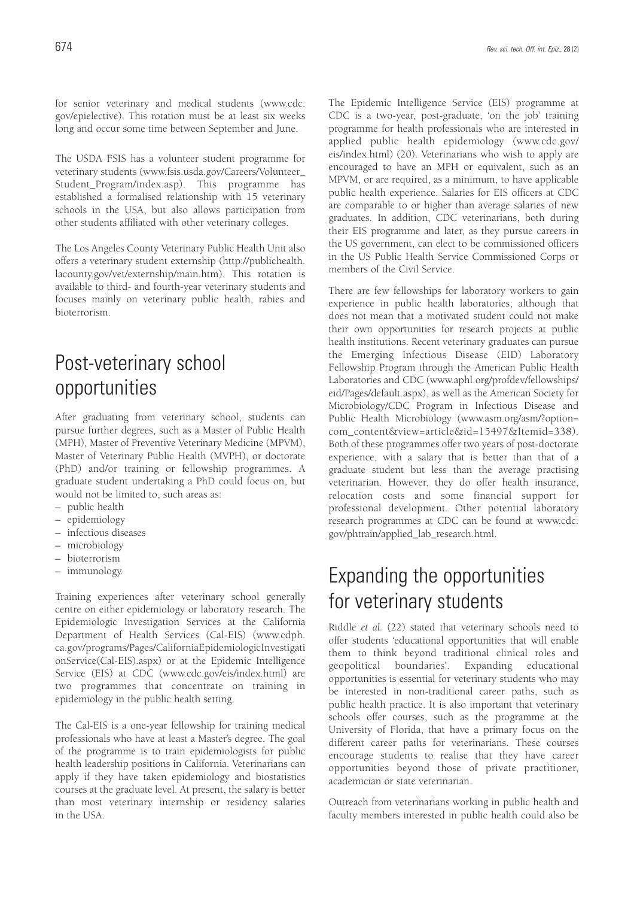for senior veterinary and medical students (www.cdc.gov/epielective). This rotation must be at least six weeks long and occur some time between September and June.

The USDA FSIS has a volunteer student programme for veterinary students (www.fsis.usda.gov/Careers/Volunteer_Student_Program/index.asp). This programme has established a formalised relationship with 15 veterinary schools in the USA, but also allows participation from other students affiliated with other veterinary colleges.

The Los Angeles County Veterinary Public Health Unit also offers a veterinary student externship (http://publichealth.lacounty.gov/vet/externship/main.htm). This rotation is available to third- and fourth-year veterinary students and focuses mainly on veterinary public health, rabies and bioterrorism.

# Post-veterinary school opportunities

After graduating from veterinary school, students can pursue further degrees, such as a Master of Public Health (MPH), Master of Preventive Veterinary Medicine (MPVM), Master of Veterinary Public Health (MVPH), or doctorate (PhD) and/or training or fellowship programmes. A graduate student undertaking a PhD could focus on, but would not be limited to, such areas as:

– public health
– epidemiology
– infectious diseases
– microbiology
– bioterrorism
– immunology.

Training experiences after veterinary school generally centre on either epidemiology or laboratory research. The Epidemiologic Investigation Services at the California Department of Health Services (Cal-EIS) (www.cdph.ca.gov/programs/Pages/CaliforniaEpidemiologicInvestigationService(Cal-EIS).aspx) or at the Epidemic Intelligence Service (EIS) at CDC (www.cdc.gov/eis/index.html) are two programmes that concentrate on training in epidemiology in the public health setting.

The Cal-EIS is a one-year fellowship for training medical professionals who have at least a Master's degree. The goal of the programme is to train epidemiologists for public health leadership positions in California. Veterinarians can apply if they have taken epidemiology and biostatistics courses at the graduate level. At present, the salary is better than most veterinary internship or residency salaries in the USA.

The Epidemic Intelligence Service (EIS) programme at CDC is a two-year, post-graduate, 'on the job' training programme for health professionals who are interested in applied public health epidemiology (www.cdc.gov/eis/index.html) (20). Veterinarians who wish to apply are encouraged to have an MPH or equivalent, such as an MPVM, or are required, as a minimum, to have applicable public health experience. Salaries for EIS officers at CDC are comparable to or higher than average salaries of new graduates. In addition, CDC veterinarians, both during their EIS programme and later, as they pursue careers in the US government, can elect to be commissioned officers in the US Public Health Service Commissioned Corps or members of the Civil Service.

There are few fellowships for laboratory workers to gain experience in public health laboratories; although that does not mean that a motivated student could not make their own opportunities for research projects at public health institutions. Recent veterinary graduates can pursue the Emerging Infectious Disease (EID) Laboratory Fellowship Program through the American Public Health Laboratories and CDC (www.aphl.org/profdev/fellowships/eid/Pages/default.aspx), as well as the American Society for Microbiology/CDC Program in Infectious Disease and Public Health Microbiology (www.asm.org/asm/?option=com_content&view=article&id=15497&Itemid=338). Both of these programmes offer two years of post-doctorate experience, with a salary that is better than that of a graduate student but less than the average practising veterinarian. However, they do offer health insurance, relocation costs and some financial support for professional development. Other potential laboratory research programmes at CDC can be found at www.cdc.gov/phtrain/applied_lab_research.html.

# Expanding the opportunities for veterinary students

Riddle *et al.* (22) stated that veterinary schools need to offer students 'educational opportunities that will enable them to think beyond traditional clinical roles and geopolitical boundaries'. Expanding educational opportunities is essential for veterinary students who may be interested in non-traditional career paths, such as public health practice. It is also important that veterinary schools offer courses, such as the programme at the University of Florida, that have a primary focus on the different career paths for veterinarians. These courses encourage students to realise that they have career opportunities beyond those of private practitioner, academician or state veterinarian.

Outreach from veterinarians working in public health and faculty members interested in public health could also be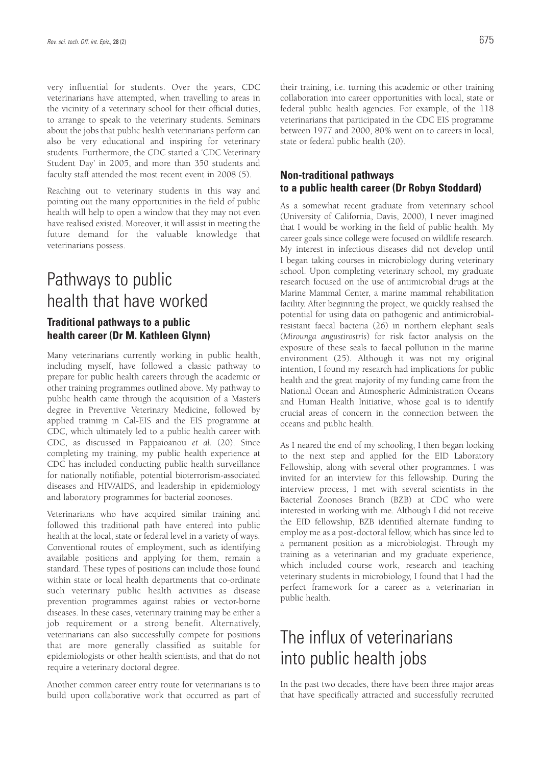very influential for students. Over the years, CDC veterinarians have attempted, when travelling to areas in the vicinity of a veterinary school for their official duties, to arrange to speak to the veterinary students. Seminars about the jobs that public health veterinarians perform can also be very educational and inspiring for veterinary students. Furthermore, the CDC started a 'CDC Veterinary Student Day' in 2005, and more than 350 students and faculty staff attended the most recent event in 2008 (5).

Reaching out to veterinary students in this way and pointing out the many opportunities in the field of public health will help to open a window that they may not even have realised existed. Moreover, it will assist in meeting the future demand for the valuable knowledge that veterinarians possess.

# Pathways to public health that have worked

### Traditional pathways to a public health career (Dr M. Kathleen Glynn)

Many veterinarians currently working in public health, including myself, have followed a classic pathway to prepare for public health careers through the academic or other training programmes outlined above. My pathway to public health came through the acquisition of a Master's degree in Preventive Veterinary Medicine, followed by applied training in Cal-EIS and the EIS programme at CDC, which ultimately led to a public health career with CDC, as discussed in Pappaioanou *et al.* (20). Since completing my training, my public health experience at CDC has included conducting public health surveillance for nationally notifiable, potential bioterrorism-associated diseases and HIV/AIDS, and leadership in epidemiology and laboratory programmes for bacterial zoonoses.

Veterinarians who have acquired similar training and followed this traditional path have entered into public health at the local, state or federal level in a variety of ways. Conventional routes of employment, such as identifying available positions and applying for them, remain a standard. These types of positions can include those found within state or local health departments that co-ordinate such veterinary public health activities as disease prevention programmes against rabies or vector-borne diseases. In these cases, veterinary training may be either a job requirement or a strong benefit. Alternatively, veterinarians can also successfully compete for positions that are more generally classified as suitable for epidemiologists or other health scientists, and that do not require a veterinary doctoral degree.

Another common career entry route for veterinarians is to build upon collaborative work that occurred as part of their training, i.e. turning this academic or other training collaboration into career opportunities with local, state or federal public health agencies. For example, of the 118 veterinarians that participated in the CDC EIS programme between 1977 and 2000, 80% went on to careers in local, state or federal public health (20).

### Non-traditional pathways to a public health career (Dr Robyn Stoddard)

As a somewhat recent graduate from veterinary school (University of California, Davis, 2000), I never imagined that I would be working in the field of public health. My career goals since college were focused on wildlife research. My interest in infectious diseases did not develop until I began taking courses in microbiology during veterinary school. Upon completing veterinary school, my graduate research focused on the use of antimicrobial drugs at the Marine Mammal Center, a marine mammal rehabilitation facility. After beginning the project, we quickly realised the potential for using data on pathogenic and antimicrobial-resistant faecal bacteria (26) in northern elephant seals (*Mirounga angustirostris*) for risk factor analysis on the exposure of these seals to faecal pollution in the marine environment (25). Although it was not my original intention, I found my research had implications for public health and the great majority of my funding came from the National Ocean and Atmospheric Administration Oceans and Human Health Initiative, whose goal is to identify crucial areas of concern in the connection between the oceans and public health.

As I neared the end of my schooling, I then began looking to the next step and applied for the EID Laboratory Fellowship, along with several other programmes. I was invited for an interview for this fellowship. During the interview process, I met with several scientists in the Bacterial Zoonoses Branch (BZB) at CDC who were interested in working with me. Although I did not receive the EID fellowship, BZB identified alternate funding to employ me as a post-doctoral fellow, which has since led to a permanent position as a microbiologist. Through my training as a veterinarian and my graduate experience, which included course work, research and teaching veterinary students in microbiology, I found that I had the perfect framework for a career as a veterinarian in public health.

# The influx of veterinarians into public health jobs

In the past two decades, there have been three major areas that have specifically attracted and successfully recruited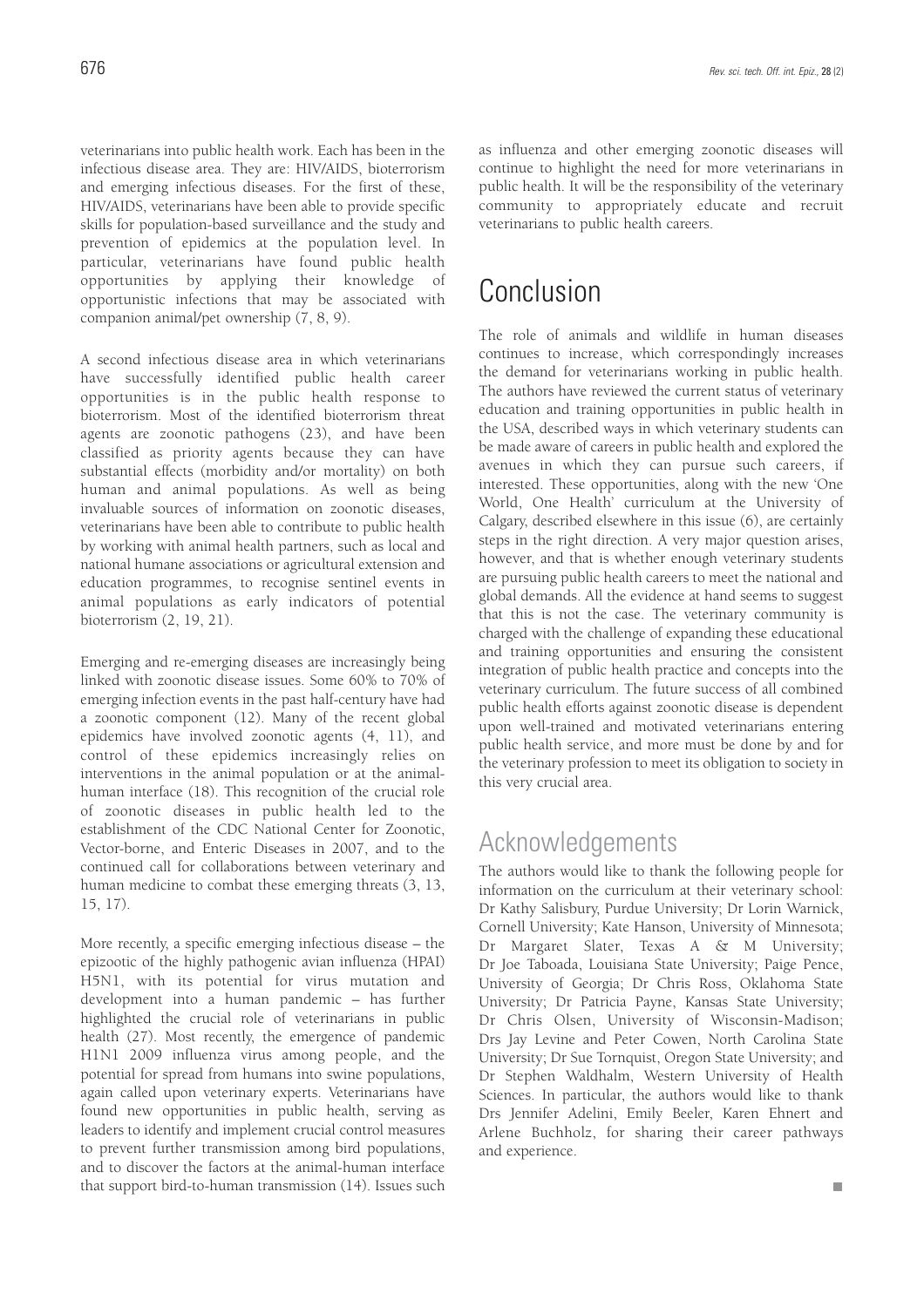veterinarians into public health work. Each has been in the infectious disease area. They are: HIV/AIDS, bioterrorism and emerging infectious diseases. For the first of these, HIV/AIDS, veterinarians have been able to provide specific skills for population-based surveillance and the study and prevention of epidemics at the population level. In particular, veterinarians have found public health opportunities by applying their knowledge of opportunistic infections that may be associated with companion animal/pet ownership (7, 8, 9).

A second infectious disease area in which veterinarians have successfully identified public health career opportunities is in the public health response to bioterrorism. Most of the identified bioterrorism threat agents are zoonotic pathogens (23), and have been classified as priority agents because they can have substantial effects (morbidity and/or mortality) on both human and animal populations. As well as being invaluable sources of information on zoonotic diseases, veterinarians have been able to contribute to public health by working with animal health partners, such as local and national humane associations or agricultural extension and education programmes, to recognise sentinel events in animal populations as early indicators of potential bioterrorism (2, 19, 21).

Emerging and re-emerging diseases are increasingly being linked with zoonotic disease issues. Some 60% to 70% of emerging infection events in the past half-century have had a zoonotic component (12). Many of the recent global epidemics have involved zoonotic agents (4, 11), and control of these epidemics increasingly relies on interventions in the animal population or at the animal-human interface (18). This recognition of the crucial role of zoonotic diseases in public health led to the establishment of the CDC National Center for Zoonotic, Vector-borne, and Enteric Diseases in 2007, and to the continued call for collaborations between veterinary and human medicine to combat these emerging threats (3, 13, 15, 17).

More recently, a specific emerging infectious disease – the epizootic of the highly pathogenic avian influenza (HPAI) H5N1, with its potential for virus mutation and development into a human pandemic – has further highlighted the crucial role of veterinarians in public health (27). Most recently, the emergence of pandemic H1N1 2009 influenza virus among people, and the potential for spread from humans into swine populations, again called upon veterinary experts. Veterinarians have found new opportunities in public health, serving as leaders to identify and implement crucial control measures to prevent further transmission among bird populations, and to discover the factors at the animal-human interface that support bird-to-human transmission (14). Issues such as influenza and other emerging zoonotic diseases will continue to highlight the need for more veterinarians in public health. It will be the responsibility of the veterinary community to appropriately educate and recruit veterinarians to public health careers.

# Conclusion

The role of animals and wildlife in human diseases continues to increase, which correspondingly increases the demand for veterinarians working in public health. The authors have reviewed the current status of veterinary education and training opportunities in public health in the USA, described ways in which veterinary students can be made aware of careers in public health and explored the avenues in which they can pursue such careers, if interested. These opportunities, along with the new 'One World, One Health' curriculum at the University of Calgary, described elsewhere in this issue (6), are certainly steps in the right direction. A very major question arises, however, and that is whether enough veterinary students are pursuing public health careers to meet the national and global demands. All the evidence at hand seems to suggest that this is not the case. The veterinary community is charged with the challenge of expanding these educational and training opportunities and ensuring the consistent integration of public health practice and concepts into the veterinary curriculum. The future success of all combined public health efforts against zoonotic disease is dependent upon well-trained and motivated veterinarians entering public health service, and more must be done by and for the veterinary profession to meet its obligation to society in this very crucial area.

# Acknowledgements

The authors would like to thank the following people for information on the curriculum at their veterinary school: Dr Kathy Salisbury, Purdue University; Dr Lorin Warnick, Cornell University; Kate Hanson, University of Minnesota; Dr Margaret Slater, Texas A & M University; Dr Joe Taboada, Louisiana State University; Paige Pence, University of Georgia; Dr Chris Ross, Oklahoma State University; Dr Patricia Payne, Kansas State University; Dr Chris Olsen, University of Wisconsin-Madison; Drs Jay Levine and Peter Cowen, North Carolina State University; Dr Sue Tornquist, Oregon State University; and Dr Stephen Waldhalm, Western University of Health Sciences. In particular, the authors would like to thank Drs Jennifer Adelini, Emily Beeler, Karen Ehnert and Arlene Buchholz, for sharing their career pathways and experience.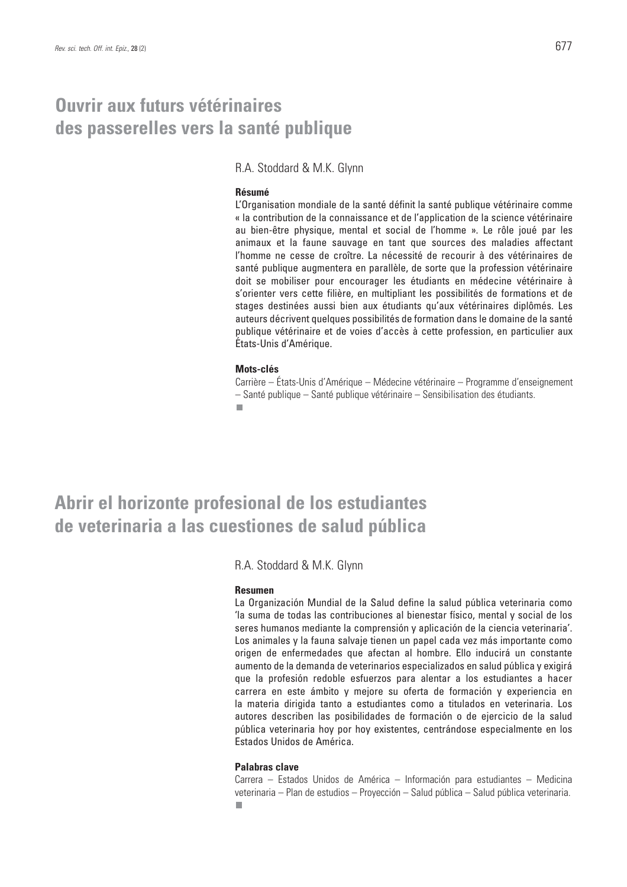# Ouvrir aux futurs vétérinaires des passerelles vers la santé publique

R.A. Stoddard & M.K. Glynn

### Résumé

L'Organisation mondiale de la santé définit la santé publique vétérinaire comme « la contribution de la connaissance et de l'application de la science vétérinaire au bien-être physique, mental et social de l'homme ». Le rôle joué par les animaux et la faune sauvage en tant que sources des maladies affectant l'homme ne cesse de croître. La nécessité de recourir à des vétérinaires de santé publique augmentera en parallèle, de sorte que la profession vétérinaire doit se mobiliser pour encourager les étudiants en médecine vétérinaire à s'orienter vers cette filière, en multipliant les possibilités de formations et de stages destinées aussi bien aux étudiants qu'aux vétérinaires diplômés. Les auteurs décrivent quelques possibilités de formation dans le domaine de la santé publique vétérinaire et de voies d'accès à cette profession, en particulier aux États-Unis d'Amérique.

### Mots-clés

Carrière – États-Unis d'Amérique – Médecine vétérinaire – Programme d'enseignement – Santé publique – Santé publique vétérinaire – Sensibilisation des étudiants.

# Abrir el horizonte profesional de los estudiantes de veterinaria a las cuestiones de salud pública

R.A. Stoddard & M.K. Glynn

### Resumen

La Organización Mundial de la Salud define la salud pública veterinaria como 'la suma de todas las contribuciones al bienestar físico, mental y social de los seres humanos mediante la comprensión y aplicación de la ciencia veterinaria'. Los animales y la fauna salvaje tienen un papel cada vez más importante como origen de enfermedades que afectan al hombre. Ello inducirá un constante aumento de la demanda de veterinarios especializados en salud pública y exigirá que la profesión redoble esfuerzos para alentar a los estudiantes a hacer carrera en este ámbito y mejore su oferta de formación y experiencia en la materia dirigida tanto a estudiantes como a titulados en veterinaria. Los autores describen las posibilidades de formación o de ejercicio de la salud pública veterinaria hoy por hoy existentes, centrándose especialmente en los Estados Unidos de América.

### Palabras clave

Carrera – Estados Unidos de América – Información para estudiantes – Medicina veterinaria – Plan de estudios – Proyección – Salud pública – Salud pública veterinaria.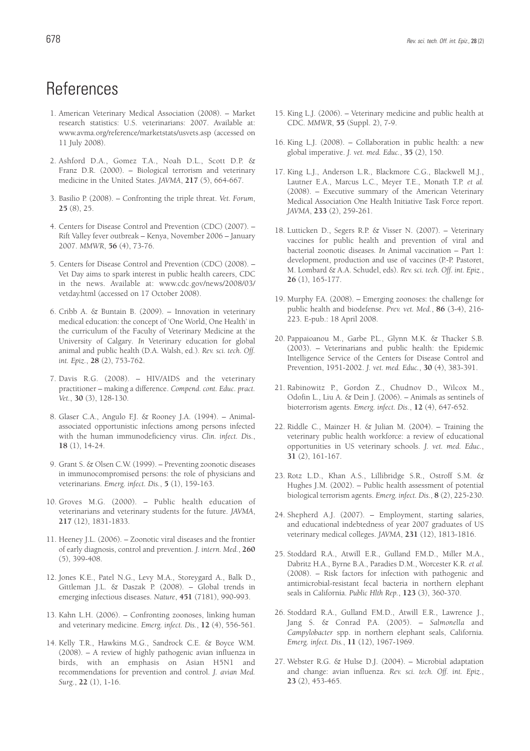# References

1. American Veterinary Medical Association (2008). – Market research statistics: U.S. veterinarians: 2007. Available at: www.avma.org/reference/marketstats/usvets.asp (accessed on 11 July 2008).

2. Ashford D.A., Gomez T.A., Noah D.L., Scott D.P. & Franz D.R. (2000). – Biological terrorism and veterinary medicine in the United States. *JAVMA*, **217** (5), 664-667.

3. Basilio P. (2008). – Confronting the triple threat. *Vet. Forum*, **25** (8), 25.

4. Centers for Disease Control and Prevention (CDC) (2007). – Rift Valley fever outbreak – Kenya, November 2006 – January 2007. *MMWR*, **56** (4), 73-76.

5. Centers for Disease Control and Prevention (CDC) (2008). – Vet Day aims to spark interest in public health careers, CDC in the news. Available at: www.cdc.gov/news/2008/03/vetday.html (accessed on 17 October 2008).

6. Cribb A. & Buntain B. (2009). – Innovation in veterinary medical education: the concept of 'One World, One Health' in the curriculum of the Faculty of Veterinary Medicine at the University of Calgary. *In* Veterinary education for global animal and public health (D.A. Walsh, ed.). *Rev. sci. tech. Off. int. Epiz.*, **28** (2), 753-762.

7. Davis R.G. (2008). – HIV/AIDS and the veterinary practitioner – making a difference. *Compend. cont. Educ. pract. Vet.*, **30** (3), 128-130.

8. Glaser C.A., Angulo F.J. & Rooney J.A. (1994). – Animal-associated opportunistic infections among persons infected with the human immunodeficiency virus. *Clin. infect. Dis.*, **18** (1), 14-24.

9. Grant S. & Olsen C.W. (1999). – Preventing zoonotic diseases in immunocompromised persons: the role of physicians and veterinarians. *Emerg. infect. Dis.*, **5** (1), 159-163.

10. Groves M.G. (2000). – Public health education of veterinarians and veterinary students for the future. *JAVMA*, **217** (12), 1831-1833.

11. Heeney J.L. (2006). – Zoonotic viral diseases and the frontier of early diagnosis, control and prevention. *J. intern. Med.*, **260** (5), 399-408.

12. Jones K.E., Patel N.G., Levy M.A., Storeygard A., Balk D., Gittleman J.L. & Daszak P. (2008). – Global trends in emerging infectious diseases. *Nature*, **451** (7181), 990-993.

13. Kahn L.H. (2006). – Confronting zoonoses, linking human and veterinary medicine. *Emerg. infect. Dis.*, **12** (4), 556-561.

14. Kelly T.R., Hawkins M.G., Sandrock C.E. & Boyce W.M. (2008). – A review of highly pathogenic avian influenza in birds, with an emphasis on Asian H5N1 and recommendations for prevention and control. *J. avian Med. Surg.*, **22** (1), 1-16.

15. King L.J. (2006). – Veterinary medicine and public health at CDC. *MMWR*, **55** (Suppl. 2), 7-9.

16. King L.J. (2008). – Collaboration in public health: a new global imperative. *J. vet. med. Educ.*, **35** (2), 150.

17. King L.J., Anderson L.R., Blackmore C.G., Blackwell M.J., Lautner E.A., Marcus L.C., Meyer T.E., Monath T.P. *et al.* (2008). – Executive summary of the American Veterinary Medical Association One Health Initiative Task Force report. *JAVMA*, **233** (2), 259-261.

18. Lutticken D., Segers R.P. & Visser N. (2007). – Veterinary vaccines for public health and prevention of viral and bacterial zoonotic diseases. *In* Animal vaccination – Part 1: development, production and use of vaccines (P.-P. Pastoret, M. Lombard & A.A. Schudel, eds). *Rev. sci. tech. Off. int. Epiz.*, **26** (1), 165-177.

19. Murphy F.A. (2008). – Emerging zoonoses: the challenge for public health and biodefense. *Prev. vet. Med.*, **86** (3-4), 216-223. E-pub.: 18 April 2008.

20. Pappaioanou M., Garbe P.L., Glynn M.K. & Thacker S.B. (2003). – Veterinarians and public health: the Epidemic Intelligence Service of the Centers for Disease Control and Prevention, 1951-2002. *J. vet. med. Educ.*, **30** (4), 383-391.

21. Rabinowitz P., Gordon Z., Chudnov D., Wilcox M., Odofin L., Liu A. & Dein J. (2006). – Animals as sentinels of bioterrorism agents. *Emerg. infect. Dis.*, **12** (4), 647-652.

22. Riddle C., Mainzer H. & Julian M. (2004). – Training the veterinary public health workforce: a review of educational opportunities in US veterinary schools. *J. vet. med. Educ.*, **31** (2), 161-167.

23. Rotz L.D., Khan A.S., Lillibridge S.R., Ostroff S.M. & Hughes J.M. (2002). – Public health assessment of potential biological terrorism agents. *Emerg. infect. Dis.*, **8** (2), 225-230.

24. Shepherd A.J. (2007). – Employment, starting salaries, and educational indebtedness of year 2007 graduates of US veterinary medical colleges. *JAVMA*, **231** (12), 1813-1816.

25. Stoddard R.A., Atwill E.R., Gulland F.M.D., Miller M.A., Dabritz H.A., Byrne B.A., Paradies D.M., Worcester K.R. *et al.* (2008). – Risk factors for infection with pathogenic and antimicrobial-resistant fecal bacteria in northern elephant seals in California. *Public Hlth Rep.*, **123** (3), 360-370.

26. Stoddard R.A., Gulland F.M.D., Atwill E.R., Lawrence J., Jang S. & Conrad P.A. (2005). – *Salmonella* and *Campylobacter* spp. in northern elephant seals, California. *Emerg. infect. Dis.*, **11** (12), 1967-1969.

27. Webster R.G. & Hulse D.J. (2004). – Microbial adaptation and change: avian influenza. *Rev. sci. tech. Off. int. Epiz.*, **23** (2), 453-465.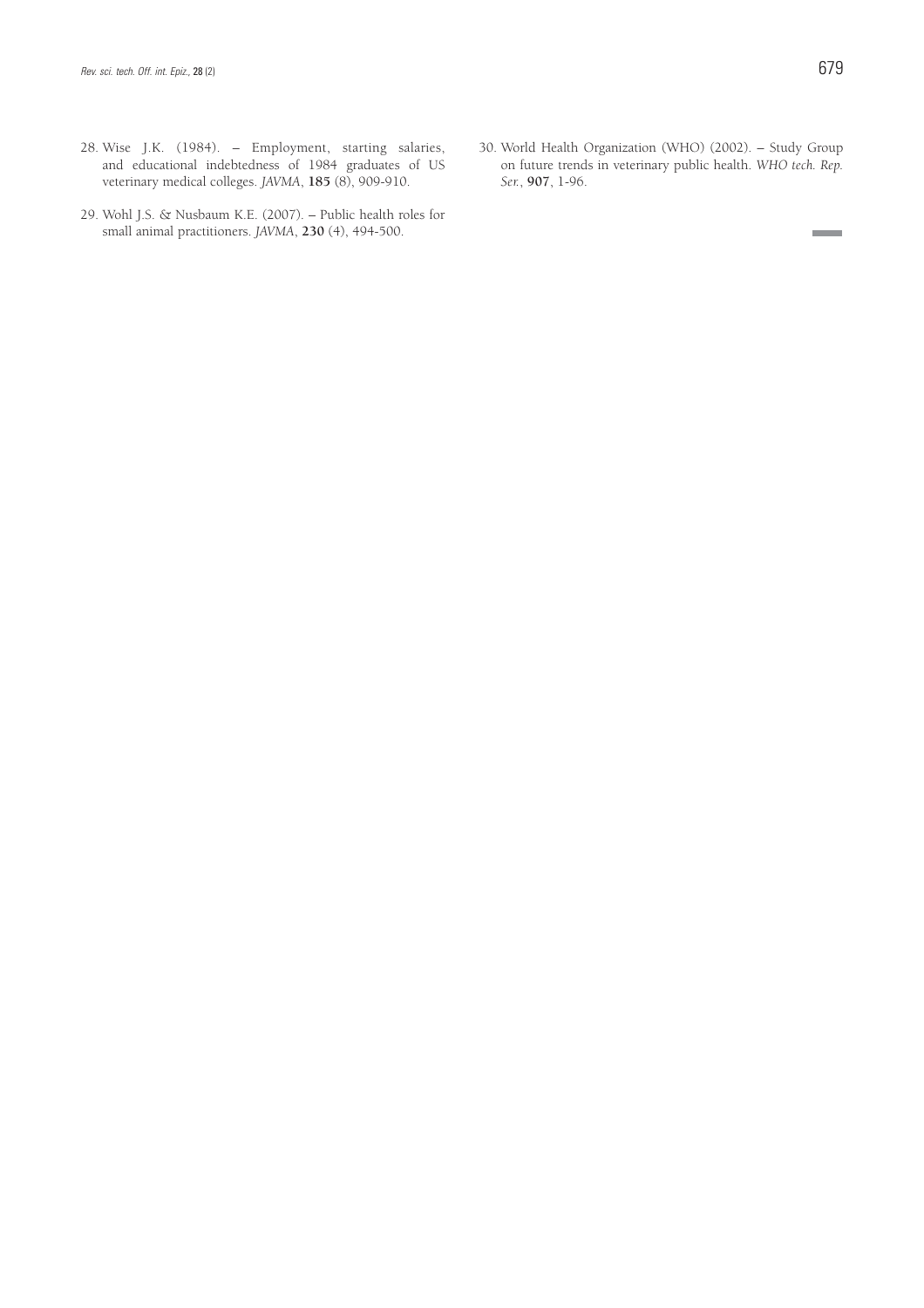28. Wise J.K. (1984). – Employment, starting salaries, and educational indebtedness of 1984 graduates of US veterinary medical colleges. *JAVMA*, **185** (8), 909-910.

29. Wohl J.S. & Nusbaum K.E. (2007). – Public health roles for small animal practitioners. *JAVMA*, **230** (4), 494-500.

30. World Health Organization (WHO) (2002). – Study Group on future trends in veterinary public health. *WHO tech. Rep. Ser.*, **907**, 1-96.